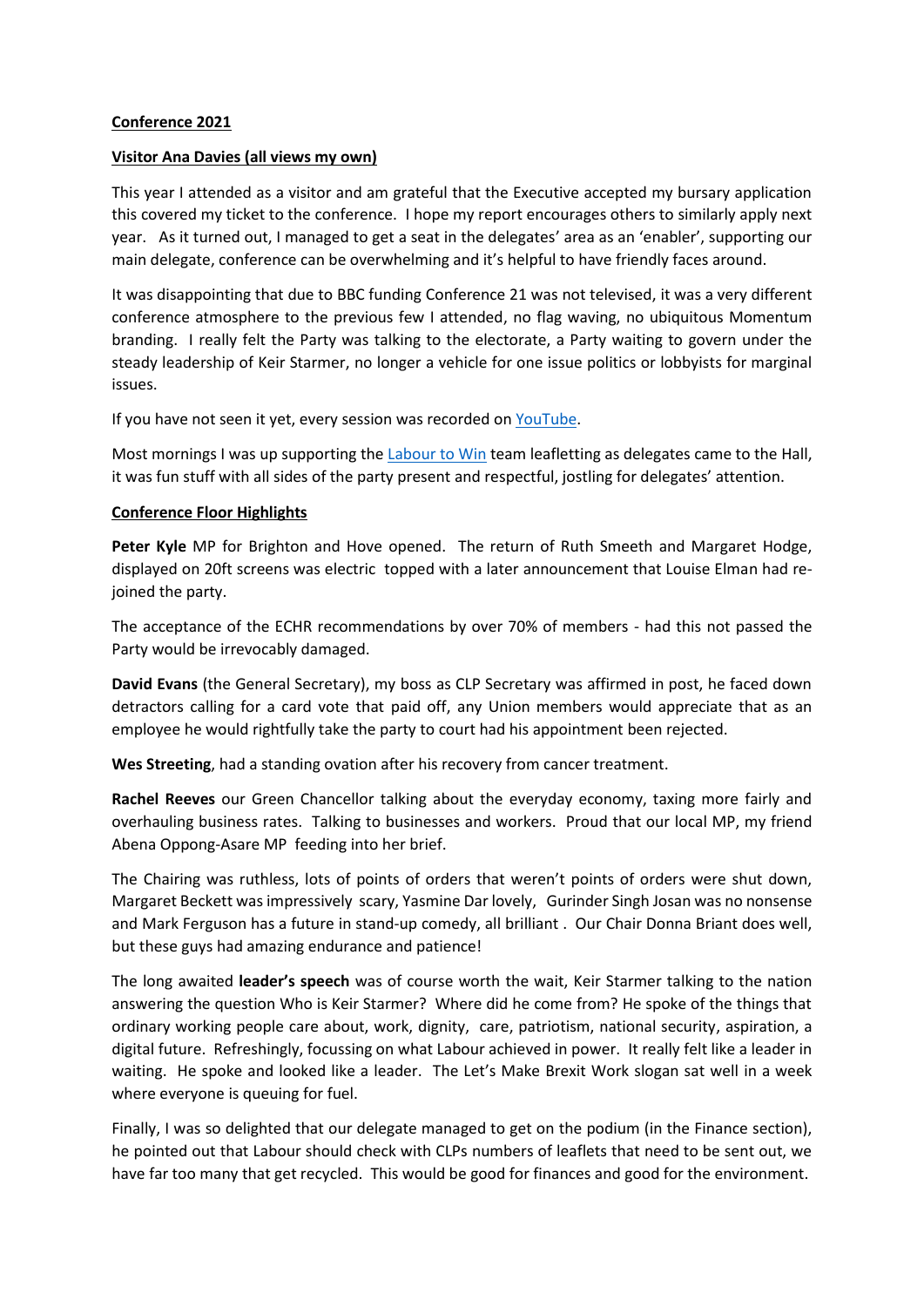**Conference 2021**

**Visitor Ana Davies (all views my own)**

This year I attended as a visitor and am grateful that the Executive accepted my bursary application this covered my ticket to the conference. I hope my report encourages others to similarly apply next year. As it turned out, I managed to get a seat in the delegates' area as an 'enabler', supporting our main delegate, conference can be overwhelming and it's helpful to have friendly faces around.

It was disappointing that due to BBC funding Conference 21 was not televised, it was a very different conference atmosphere to the previous few I attended, no flag waving, no ubiquitous Momentum branding. I really felt the Party was talking to the electorate, a Party waiting to govern under the steady leadership of Keir Starmer, no longer a vehicle for one issue politics or lobbyists for marginal issues.

If you have not seen it yet, every session was recorded on [YouTube](#).

Most mornings I was up supporting the [Labour to Win](#) team leafletting as delegates came to the Hall, it was fun stuff with all sides of the party present and respectful, jostling for delegates' attention.

**Conference Floor Highlights**

**Peter Kyle** MP for Brighton and Hove opened. The return of Ruth Smeeth and Margaret Hodge, displayed on 20ft screens was electric topped with a later announcement that Louise Elman had re-joined the party.

The acceptance of the ECHR recommendations by over 70% of members - had this not passed the Party would be irrevocably damaged.

**David Evans** (the General Secretary), my boss as CLP Secretary was affirmed in post, he faced down detractors calling for a card vote that paid off, any Union members would appreciate that as an employee he would rightfully take the party to court had his appointment been rejected.

**Wes Streeting**, had a standing ovation after his recovery from cancer treatment.

**Rachel Reeves** our Green Chancellor talking about the everyday economy, taxing more fairly and overhauling business rates. Talking to businesses and workers. Proud that our local MP, my friend Abena Oppong-Asare MP feeding into her brief.

The Chairing was ruthless, lots of points of orders that weren't points of orders were shut down, Margaret Beckett was impressively scary, Yasmine Dar lovely, Gurinder Singh Josan was no nonsense and Mark Ferguson has a future in stand-up comedy, all brilliant . Our Chair Donna Briant does well, but these guys had amazing endurance and patience!

The long awaited **leader's speech** was of course worth the wait, Keir Starmer talking to the nation answering the question Who is Keir Starmer? Where did he come from? He spoke of the things that ordinary working people care about, work, dignity, care, patriotism, national security, aspiration, a digital future. Refreshingly, focussing on what Labour achieved in power. It really felt like a leader in waiting. He spoke and looked like a leader. The Let's Make Brexit Work slogan sat well in a week where everyone is queuing for fuel.

Finally, I was so delighted that our delegate managed to get on the podium (in the Finance section), he pointed out that Labour should check with CLPs numbers of leaflets that need to be sent out, we have far too many that get recycled. This would be good for finances and good for the environment.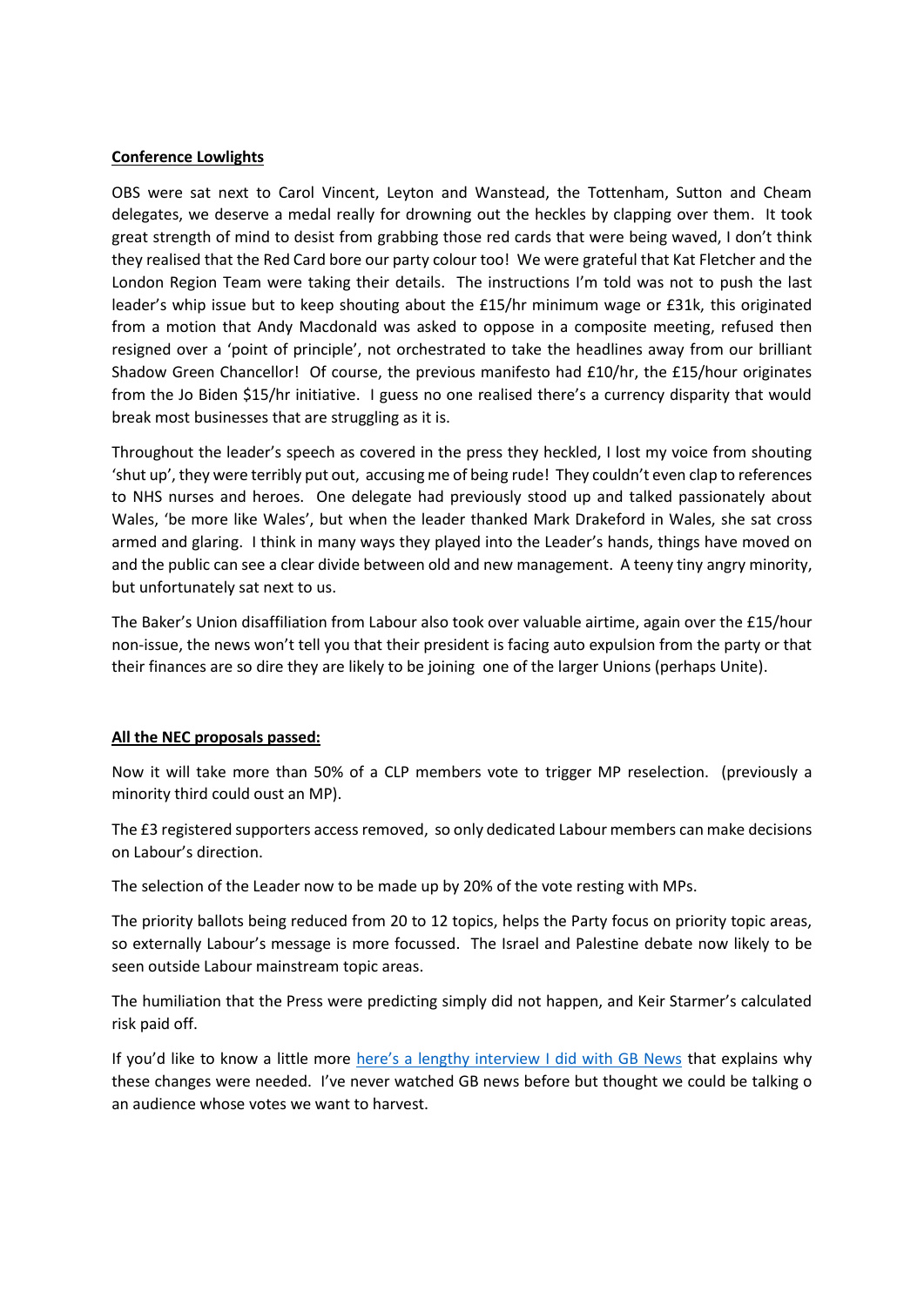**Conference Lowlights**

OBS were sat next to Carol Vincent, Leyton and Wanstead, the Tottenham, Sutton and Cheam delegates, we deserve a medal really for drowning out the heckles by clapping over them. It took great strength of mind to desist from grabbing those red cards that were being waved, I don't think they realised that the Red Card bore our party colour too! We were grateful that Kat Fletcher and the London Region Team were taking their details. The instructions I'm told was not to push the last leader's whip issue but to keep shouting about the £15/hr minimum wage or £31k, this originated from a motion that Andy Macdonald was asked to oppose in a composite meeting, refused then resigned over a 'point of principle', not orchestrated to take the headlines away from our brilliant Shadow Green Chancellor! Of course, the previous manifesto had £10/hr, the £15/hour originates from the Jo Biden $15/hr initiative. I guess no one realised there's a currency disparity that would break most businesses that are struggling as it is.

Throughout the leader's speech as covered in the press they heckled, I lost my voice from shouting 'shut up', they were terribly put out, accusing me of being rude! They couldn't even clap to references to NHS nurses and heroes. One delegate had previously stood up and talked passionately about Wales, 'be more like Wales', but when the leader thanked Mark Drakeford in Wales, she sat cross armed and glaring. I think in many ways they played into the Leader's hands, things have moved on and the public can see a clear divide between old and new management. A teeny tiny angry minority, but unfortunately sat next to us.

The Baker's Union disaffiliation from Labour also took over valuable airtime, again over the £15/hour non-issue, the news won't tell you that their president is facing auto expulsion from the party or that their finances are so dire they are likely to be joining one of the larger Unions (perhaps Unite).

**All the NEC proposals passed:**

Now it will take more than 50% of a CLP members vote to trigger MP reselection. (previously a minority third could oust an MP).

The £3 registered supporters access removed, so only dedicated Labour members can make decisions on Labour's direction.

The selection of the Leader now to be made up by 20% of the vote resting with MPs.

The priority ballots being reduced from 20 to 12 topics, helps the Party focus on priority topic areas, so externally Labour's message is more focussed. The Israel and Palestine debate now likely to be seen outside Labour mainstream topic areas.

The humiliation that the Press were predicting simply did not happen, and Keir Starmer's calculated risk paid off.

If you'd like to know a little more here's a lengthy interview I did with GB News that explains why these changes were needed. I've never watched GB news before but thought we could be talking o an audience whose votes we want to harvest.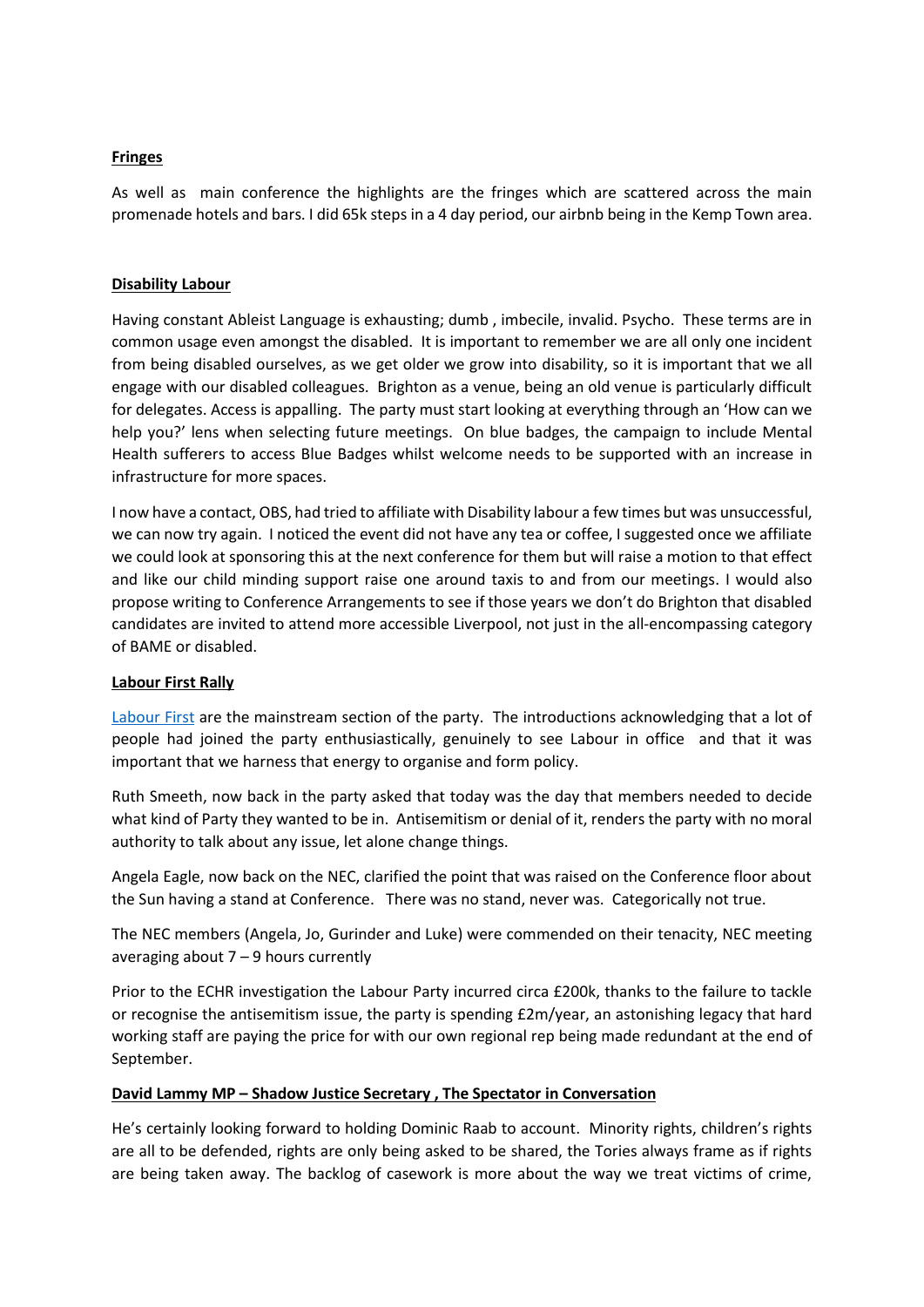**Fringes**

As well as main conference the highlights are the fringes which are scattered across the main promenade hotels and bars. I did 65k steps in a 4 day period, our airbnb being in the Kemp Town area.

**Disability Labour**

Having constant Ableist Language is exhausting; dumb , imbecile, invalid. Psycho. These terms are in common usage even amongst the disabled. It is important to remember we are all only one incident from being disabled ourselves, as we get older we grow into disability, so it is important that we all engage with our disabled colleagues. Brighton as a venue, being an old venue is particularly difficult for delegates. Access is appalling. The party must start looking at everything through an 'How can we help you?' lens when selecting future meetings. On blue badges, the campaign to include Mental Health sufferers to access Blue Badges whilst welcome needs to be supported with an increase in infrastructure for more spaces.

I now have a contact, OBS, had tried to affiliate with Disability labour a few times but was unsuccessful, we can now try again. I noticed the event did not have any tea or coffee, I suggested once we affiliate we could look at sponsoring this at the next conference for them but will raise a motion to that effect and like our child minding support raise one around taxis to and from our meetings. I would also propose writing to Conference Arrangements to see if those years we don't do Brighton that disabled candidates are invited to attend more accessible Liverpool, not just in the all-encompassing category of BAME or disabled.

**Labour First Rally**

Labour First are the mainstream section of the party. The introductions acknowledging that a lot of people had joined the party enthusiastically, genuinely to see Labour in office and that it was important that we harness that energy to organise and form policy.

Ruth Smeeth, now back in the party asked that today was the day that members needed to decide what kind of Party they wanted to be in. Antisemitism or denial of it, renders the party with no moral authority to talk about any issue, let alone change things.

Angela Eagle, now back on the NEC, clarified the point that was raised on the Conference floor about the Sun having a stand at Conference. There was no stand, never was. Categorically not true.

The NEC members (Angela, Jo, Gurinder and Luke) were commended on their tenacity, NEC meeting averaging about 7 – 9 hours currently

Prior to the ECHR investigation the Labour Party incurred circa £200k, thanks to the failure to tackle or recognise the antisemitism issue, the party is spending £2m/year, an astonishing legacy that hard working staff are paying the price for with our own regional rep being made redundant at the end of September.

**David Lammy MP – Shadow Justice Secretary , The Spectator in Conversation**

He's certainly looking forward to holding Dominic Raab to account. Minority rights, children's rights are all to be defended, rights are only being asked to be shared, the Tories always frame as if rights are being taken away. The backlog of casework is more about the way we treat victims of crime,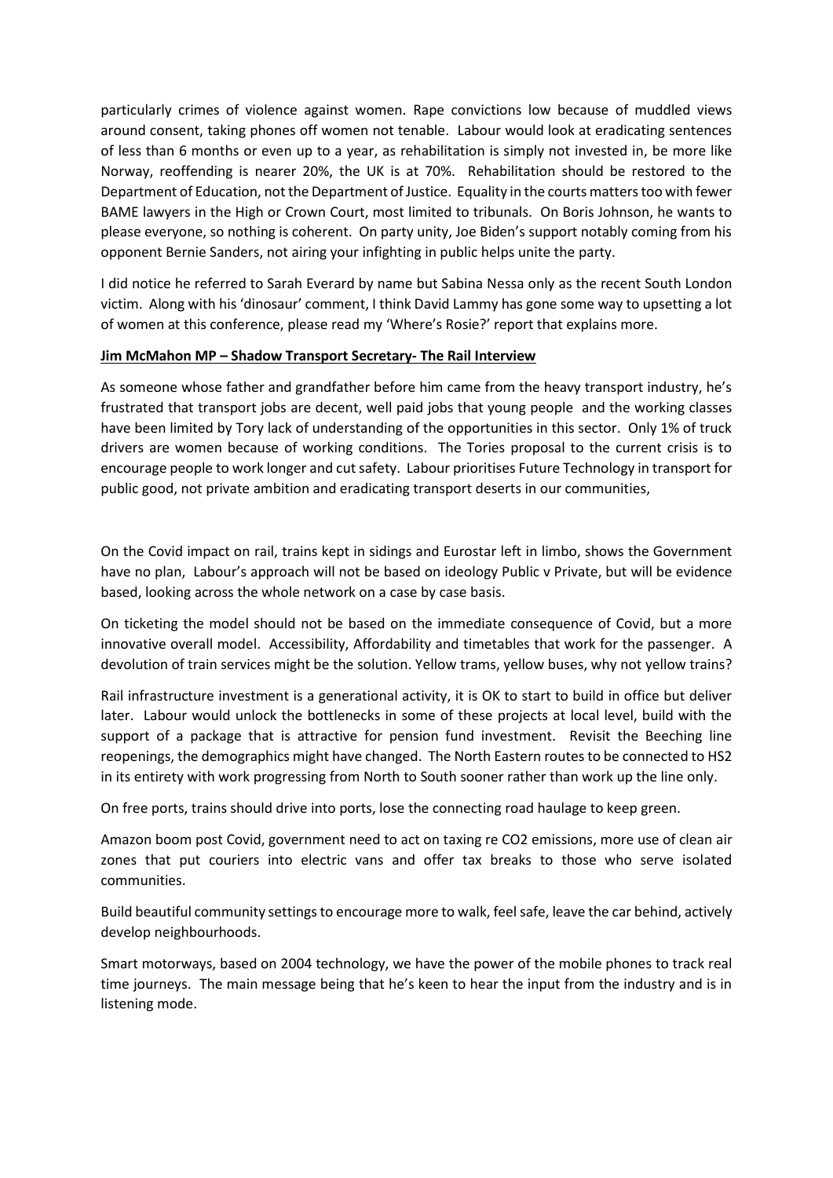particularly crimes of violence against women. Rape convictions low because of muddled views around consent, taking phones off women not tenable. Labour would look at eradicating sentences of less than 6 months or even up to a year, as rehabilitation is simply not invested in, be more like Norway, reoffending is nearer 20%, the UK is at 70%. Rehabilitation should be restored to the Department of Education, not the Department of Justice. Equality in the courts matters too with fewer BAME lawyers in the High or Crown Court, most limited to tribunals. On Boris Johnson, he wants to please everyone, so nothing is coherent. On party unity, Joe Biden's support notably coming from his opponent Bernie Sanders, not airing your infighting in public helps unite the party.

I did notice he referred to Sarah Everard by name but Sabina Nessa only as the recent South London victim. Along with his 'dinosaur' comment, I think David Lammy has gone some way to upsetting a lot of women at this conference, please read my 'Where's Rosie?' report that explains more.

**Jim McMahon MP – Shadow Transport Secretary- The Rail Interview**

As someone whose father and grandfather before him came from the heavy transport industry, he's frustrated that transport jobs are decent, well paid jobs that young people and the working classes have been limited by Tory lack of understanding of the opportunities in this sector. Only 1% of truck drivers are women because of working conditions. The Tories proposal to the current crisis is to encourage people to work longer and cut safety. Labour prioritises Future Technology in transport for public good, not private ambition and eradicating transport deserts in our communities,

On the Covid impact on rail, trains kept in sidings and Eurostar left in limbo, shows the Government have no plan, Labour's approach will not be based on ideology Public v Private, but will be evidence based, looking across the whole network on a case by case basis.

On ticketing the model should not be based on the immediate consequence of Covid, but a more innovative overall model. Accessibility, Affordability and timetables that work for the passenger. A devolution of train services might be the solution. Yellow trams, yellow buses, why not yellow trains?

Rail infrastructure investment is a generational activity, it is OK to start to build in office but deliver later. Labour would unlock the bottlenecks in some of these projects at local level, build with the support of a package that is attractive for pension fund investment. Revisit the Beeching line reopenings, the demographics might have changed. The North Eastern routes to be connected to HS2 in its entirety with work progressing from North to South sooner rather than work up the line only.

On free ports, trains should drive into ports, lose the connecting road haulage to keep green.

Amazon boom post Covid, government need to act on taxing re CO2 emissions, more use of clean air zones that put couriers into electric vans and offer tax breaks to those who serve isolated communities.

Build beautiful community settings to encourage more to walk, feel safe, leave the car behind, actively develop neighbourhoods.

Smart motorways, based on 2004 technology, we have the power of the mobile phones to track real time journeys. The main message being that he's keen to hear the input from the industry and is in listening mode.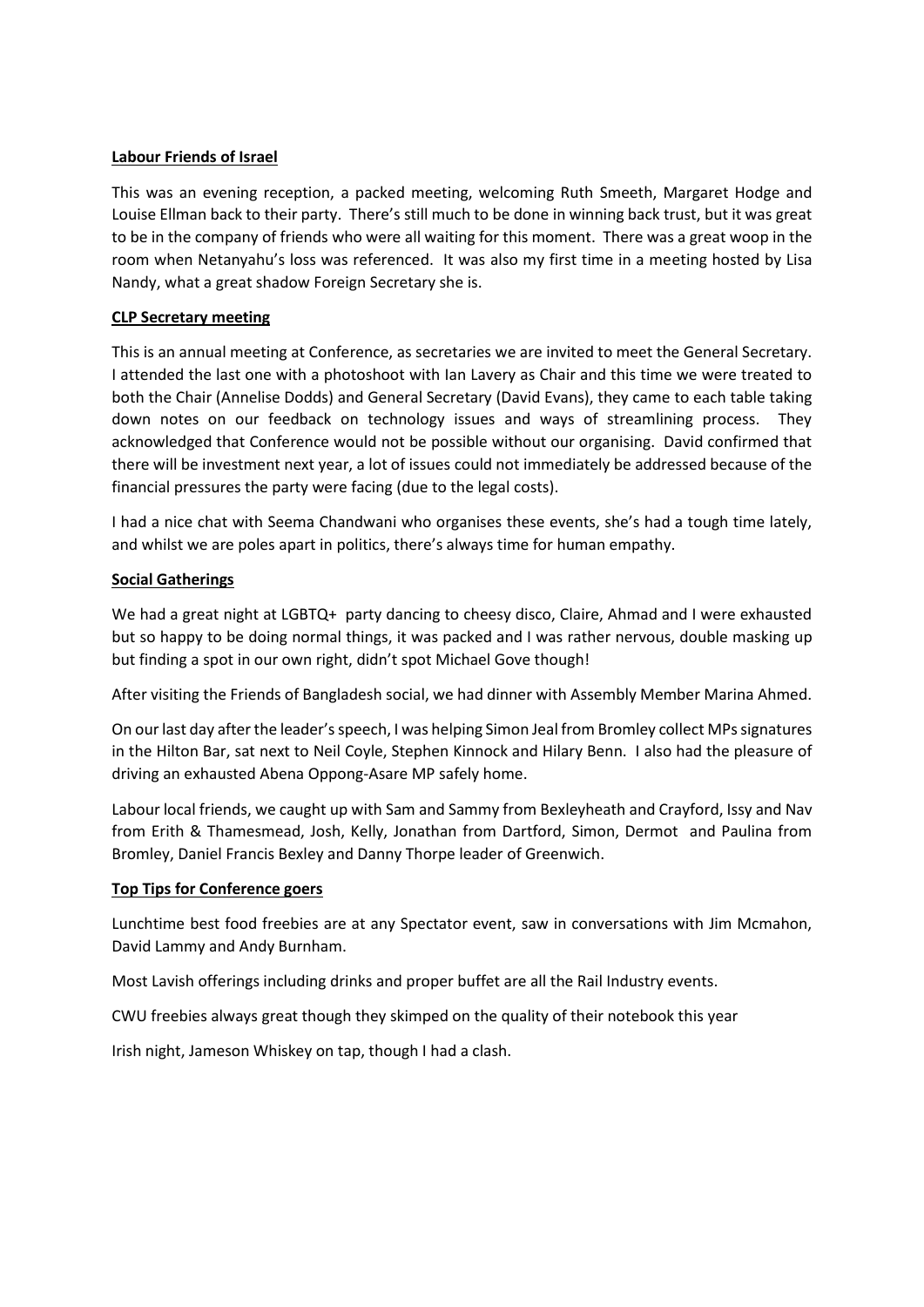**Labour Friends of Israel**

This was an evening reception, a packed meeting, welcoming Ruth Smeeth, Margaret Hodge and Louise Ellman back to their party. There's still much to be done in winning back trust, but it was great to be in the company of friends who were all waiting for this moment. There was a great woop in the room when Netanyahu's loss was referenced. It was also my first time in a meeting hosted by Lisa Nandy, what a great shadow Foreign Secretary she is.

**CLP Secretary meeting**

This is an annual meeting at Conference, as secretaries we are invited to meet the General Secretary. I attended the last one with a photoshoot with Ian Lavery as Chair and this time we were treated to both the Chair (Annelise Dodds) and General Secretary (David Evans), they came to each table taking down notes on our feedback on technology issues and ways of streamlining process. They acknowledged that Conference would not be possible without our organising. David confirmed that there will be investment next year, a lot of issues could not immediately be addressed because of the financial pressures the party were facing (due to the legal costs).

I had a nice chat with Seema Chandwani who organises these events, she's had a tough time lately, and whilst we are poles apart in politics, there's always time for human empathy.

**Social Gatherings**

We had a great night at LGBTQ+ party dancing to cheesy disco, Claire, Ahmad and I were exhausted but so happy to be doing normal things, it was packed and I was rather nervous, double masking up but finding a spot in our own right, didn't spot Michael Gove though!

After visiting the Friends of Bangladesh social, we had dinner with Assembly Member Marina Ahmed.

On our last day after the leader's speech, I was helping Simon Jeal from Bromley collect MPs signatures in the Hilton Bar, sat next to Neil Coyle, Stephen Kinnock and Hilary Benn. I also had the pleasure of driving an exhausted Abena Oppong-Asare MP safely home.

Labour local friends, we caught up with Sam and Sammy from Bexleyheath and Crayford, Issy and Nav from Erith & Thamesmead, Josh, Kelly, Jonathan from Dartford, Simon, Dermot and Paulina from Bromley, Daniel Francis Bexley and Danny Thorpe leader of Greenwich.

**Top Tips for Conference goers**

Lunchtime best food freebies are at any Spectator event, saw in conversations with Jim Mcmahon, David Lammy and Andy Burnham.

Most Lavish offerings including drinks and proper buffet are all the Rail Industry events.

CWU freebies always great though they skimped on the quality of their notebook this year

Irish night, Jameson Whiskey on tap, though I had a clash.